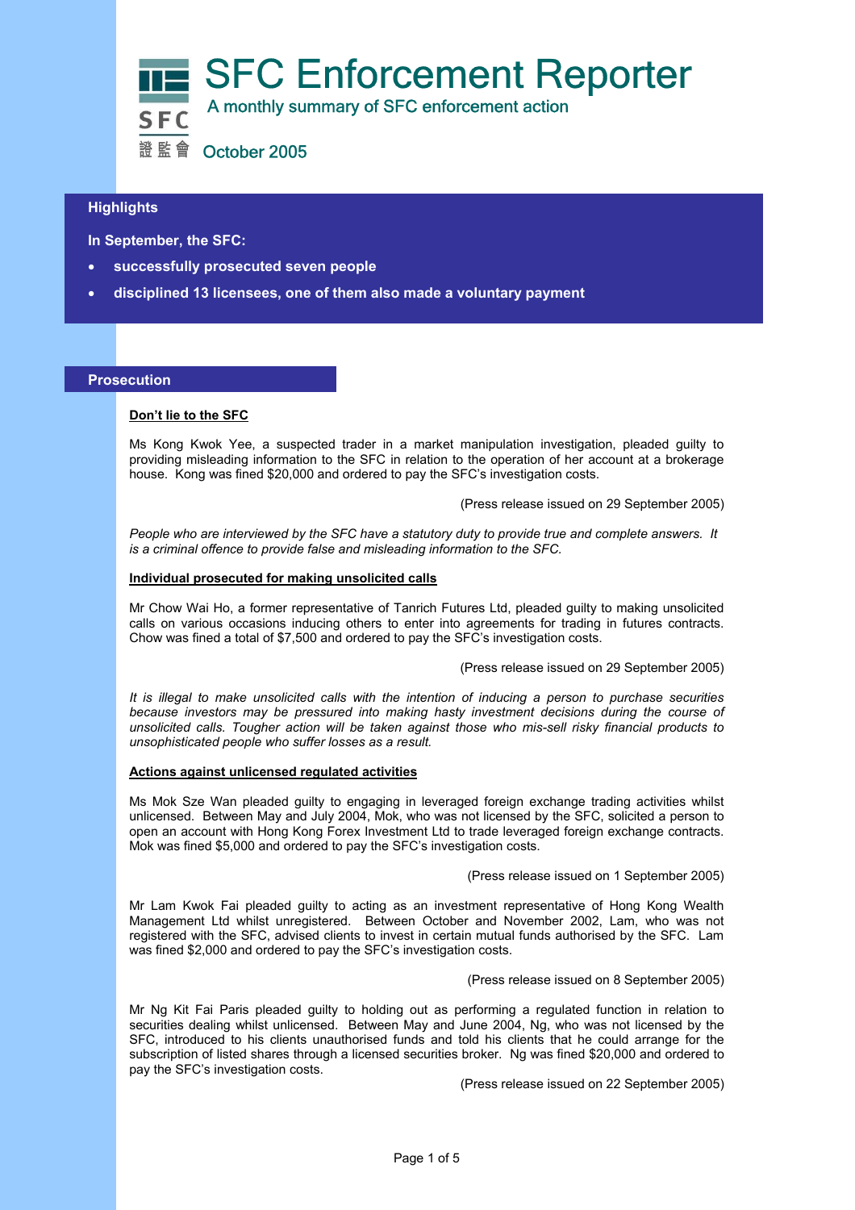# SFC Enforcement Reporter

A monthly summary of SFC enforcement action

October 2005

## Highlights

**In September, the SFC:**

- **successfully prosecuted seven people**
- **disciplined 13 licensees, one of them also made a voluntary payment**

## Prosecution

**Don't lie to the SFC**

Ms Kong Kwok Yee, a suspected trader in a market manipulation investigation, pleaded guilty to providing misleading information to the SFC in relation to the operation of her account at a brokerage house. Kong was fined $20,000 and ordered to pay the SFC's investigation costs.

(Press release issued on 29 September 2005)

*People who are interviewed by the SFC have a statutory duty to provide true and complete answers. It is a criminal offence to provide false and misleading information to the SFC.*

**Individual prosecuted for making unsolicited calls**

Mr Chow Wai Ho, a former representative of Tanrich Futures Ltd, pleaded guilty to making unsolicited calls on various occasions inducing others to enter into agreements for trading in futures contracts. Chow was fined a total of $7,500 and ordered to pay the SFC's investigation costs.

(Press release issued on 29 September 2005)

*It is illegal to make unsolicited calls with the intention of inducing a person to purchase securities because investors may be pressured into making hasty investment decisions during the course of unsolicited calls. Tougher action will be taken against those who mis-sell risky financial products to unsophisticated people who suffer losses as a result.*

**Actions against unlicensed regulated activities**

Ms Mok Sze Wan pleaded guilty to engaging in leveraged foreign exchange trading activities whilst unlicensed. Between May and July 2004, Mok, who was not licensed by the SFC, solicited a person to open an account with Hong Kong Forex Investment Ltd to trade leveraged foreign exchange contracts. Mok was fined $5,000 and ordered to pay the SFC's investigation costs.

(Press release issued on 1 September 2005)

Mr Lam Kwok Fai pleaded guilty to acting as an investment representative of Hong Kong Wealth Management Ltd whilst unregistered. Between October and November 2002, Lam, who was not registered with the SFC, advised clients to invest in certain mutual funds authorised by the SFC. Lam was fined $2,000 and ordered to pay the SFC's investigation costs.

(Press release issued on 8 September 2005)

Mr Ng Kit Fai Paris pleaded guilty to holding out as performing a regulated function in relation to securities dealing whilst unlicensed. Between May and June 2004, Ng, who was not licensed by the SFC, introduced to his clients unauthorised funds and told his clients that he could arrange for the subscription of listed shares through a licensed securities broker. Ng was fined $20,000 and ordered to pay the SFC's investigation costs.

(Press release issued on 22 September 2005)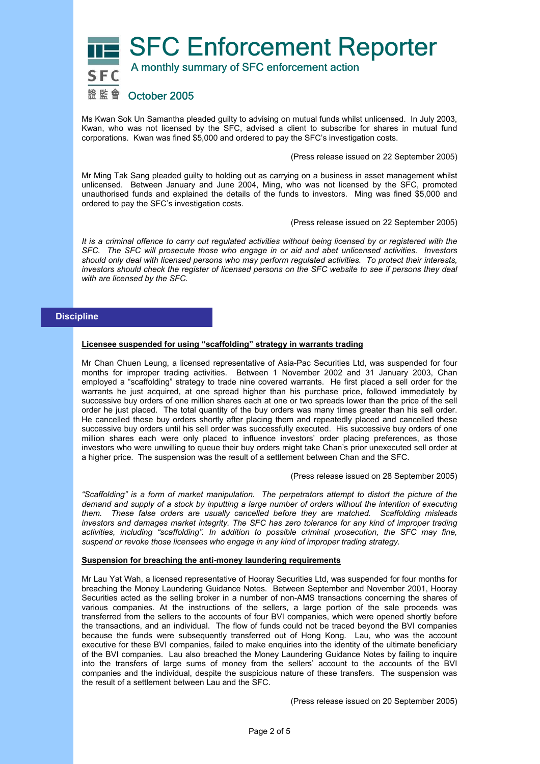Ms Kwan Sok Un Samantha pleaded guilty to advising on mutual funds whilst unlicensed. In July 2003, Kwan, who was not licensed by the SFC, advised a client to subscribe for shares in mutual fund corporations. Kwan was fined $5,000 and ordered to pay the SFC's investigation costs.

(Press release issued on 22 September 2005)

Mr Ming Tak Sang pleaded guilty to holding out as carrying on a business in asset management whilst unlicensed. Between January and June 2004, Ming, who was not licensed by the SFC, promoted unauthorised funds and explained the details of the funds to investors. Ming was fined $5,000 and ordered to pay the SFC's investigation costs.

(Press release issued on 22 September 2005)

*It is a criminal offence to carry out regulated activities without being licensed by or registered with the SFC. The SFC will prosecute those who engage in or aid and abet unlicensed activities. Investors should only deal with licensed persons who may perform regulated activities. To protect their interests, investors should check the register of licensed persons on the SFC website to see if persons they deal with are licensed by the SFC.*

## Discipline

**Licensee suspended for using "scaffolding" strategy in warrants trading**

Mr Chan Chuen Leung, a licensed representative of Asia-Pac Securities Ltd, was suspended for four months for improper trading activities. Between 1 November 2002 and 31 January 2003, Chan employed a "scaffolding" strategy to trade nine covered warrants. He first placed a sell order for the warrants he just acquired, at one spread higher than his purchase price, followed immediately by successive buy orders of one million shares each at one or two spreads lower than the price of the sell order he just placed. The total quantity of the buy orders was many times greater than his sell order. He cancelled these buy orders shortly after placing them and repeatedly placed and cancelled these successive buy orders until his sell order was successfully executed. His successive buy orders of one million shares each were only placed to influence investors' order placing preferences, as those investors who were unwilling to queue their buy orders might take Chan's prior unexecuted sell order at a higher price. The suspension was the result of a settlement between Chan and the SFC.

(Press release issued on 28 September 2005)

*"Scaffolding" is a form of market manipulation. The perpetrators attempt to distort the picture of the demand and supply of a stock by inputting a large number of orders without the intention of executing them. These false orders are usually cancelled before they are matched. Scaffolding misleads investors and damages market integrity. The SFC has zero tolerance for any kind of improper trading activities, including "scaffolding". In addition to possible criminal prosecution, the SFC may fine, suspend or revoke those licensees who engage in any kind of improper trading strategy.*

**Suspension for breaching the anti-money laundering requirements**

Mr Lau Yat Wah, a licensed representative of Hooray Securities Ltd, was suspended for four months for breaching the Money Laundering Guidance Notes. Between September and November 2001, Hooray Securities acted as the selling broker in a number of non-AMS transactions concerning the shares of various companies. At the instructions of the sellers, a large portion of the sale proceeds was transferred from the sellers to the accounts of four BVI companies, which were opened shortly before the transactions, and an individual. The flow of funds could not be traced beyond the BVI companies because the funds were subsequently transferred out of Hong Kong. Lau, who was the account executive for these BVI companies, failed to make enquiries into the identity of the ultimate beneficiary of the BVI companies. Lau also breached the Money Laundering Guidance Notes by failing to inquire into the transfers of large sums of money from the sellers' account to the accounts of the BVI companies and the individual, despite the suspicious nature of these transfers. The suspension was the result of a settlement between Lau and the SFC.

(Press release issued on 20 September 2005)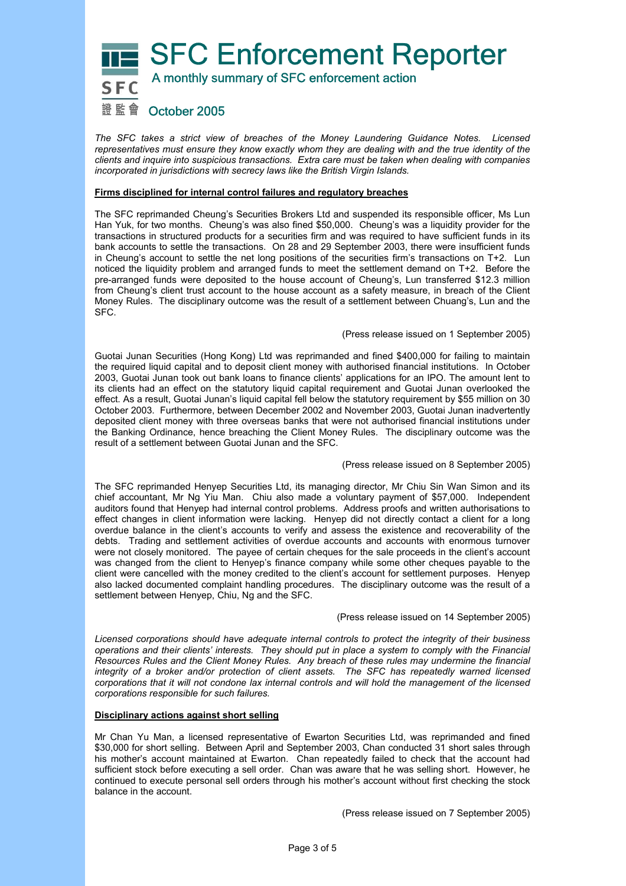# SFC Enforcement Reporter

A monthly summary of SFC enforcement action

October 2005

*The SFC takes a strict view of breaches of the Money Laundering Guidance Notes. Licensed representatives must ensure they know exactly whom they are dealing with and the true identity of the clients and inquire into suspicious transactions. Extra care must be taken when dealing with companies incorporated in jurisdictions with secrecy laws like the British Virgin Islands.*

**Firms disciplined for internal control failures and regulatory breaches**

The SFC reprimanded Cheung's Securities Brokers Ltd and suspended its responsible officer, Ms Lun Han Yuk, for two months. Cheung's was also fined $50,000. Cheung's was a liquidity provider for the transactions in structured products for a securities firm and was required to have sufficient funds in its bank accounts to settle the transactions. On 28 and 29 September 2003, there were insufficient funds in Cheung's account to settle the net long positions of the securities firm's transactions on T+2. Lun noticed the liquidity problem and arranged funds to meet the settlement demand on T+2. Before the pre-arranged funds were deposited to the house account of Cheung's, Lun transferred $12.3 million from Cheung's client trust account to the house account as a safety measure, in breach of the Client Money Rules. The disciplinary outcome was the result of a settlement between Chuang's, Lun and the SFC.

(Press release issued on 1 September 2005)

Guotai Junan Securities (Hong Kong) Ltd was reprimanded and fined $400,000 for failing to maintain the required liquid capital and to deposit client money with authorised financial institutions. In October 2003, Guotai Junan took out bank loans to finance clients' applications for an IPO. The amount lent to its clients had an effect on the statutory liquid capital requirement and Guotai Junan overlooked the effect. As a result, Guotai Junan's liquid capital fell below the statutory requirement by $55 million on 30 October 2003. Furthermore, between December 2002 and November 2003, Guotai Junan inadvertently deposited client money with three overseas banks that were not authorised financial institutions under the Banking Ordinance, hence breaching the Client Money Rules. The disciplinary outcome was the result of a settlement between Guotai Junan and the SFC.

(Press release issued on 8 September 2005)

The SFC reprimanded Henyep Securities Ltd, its managing director, Mr Chiu Sin Wan Simon and its chief accountant, Mr Ng Yiu Man. Chiu also made a voluntary payment of $57,000. Independent auditors found that Henyep had internal control problems. Address proofs and written authorisations to effect changes in client information were lacking. Henyep did not directly contact a client for a long overdue balance in the client's accounts to verify and assess the existence and recoverability of the debts. Trading and settlement activities of overdue accounts and accounts with enormous turnover were not closely monitored. The payee of certain cheques for the sale proceeds in the client's account was changed from the client to Henyep's finance company while some other cheques payable to the client were cancelled with the money credited to the client's account for settlement purposes. Henyep also lacked documented complaint handling procedures. The disciplinary outcome was the result of a settlement between Henyep, Chiu, Ng and the SFC.

(Press release issued on 14 September 2005)

*Licensed corporations should have adequate internal controls to protect the integrity of their business operations and their clients' interests. They should put in place a system to comply with the Financial Resources Rules and the Client Money Rules. Any breach of these rules may undermine the financial integrity of a broker and/or protection of client assets. The SFC has repeatedly warned licensed corporations that it will not condone lax internal controls and will hold the management of the licensed corporations responsible for such failures.*

**Disciplinary actions against short selling**

Mr Chan Yu Man, a licensed representative of Ewarton Securities Ltd, was reprimanded and fined $30,000 for short selling. Between April and September 2003, Chan conducted 31 short sales through his mother's account maintained at Ewarton. Chan repeatedly failed to check that the account had sufficient stock before executing a sell order. Chan was aware that he was selling short. However, he continued to execute personal sell orders through his mother's account without first checking the stock balance in the account.

(Press release issued on 7 September 2005)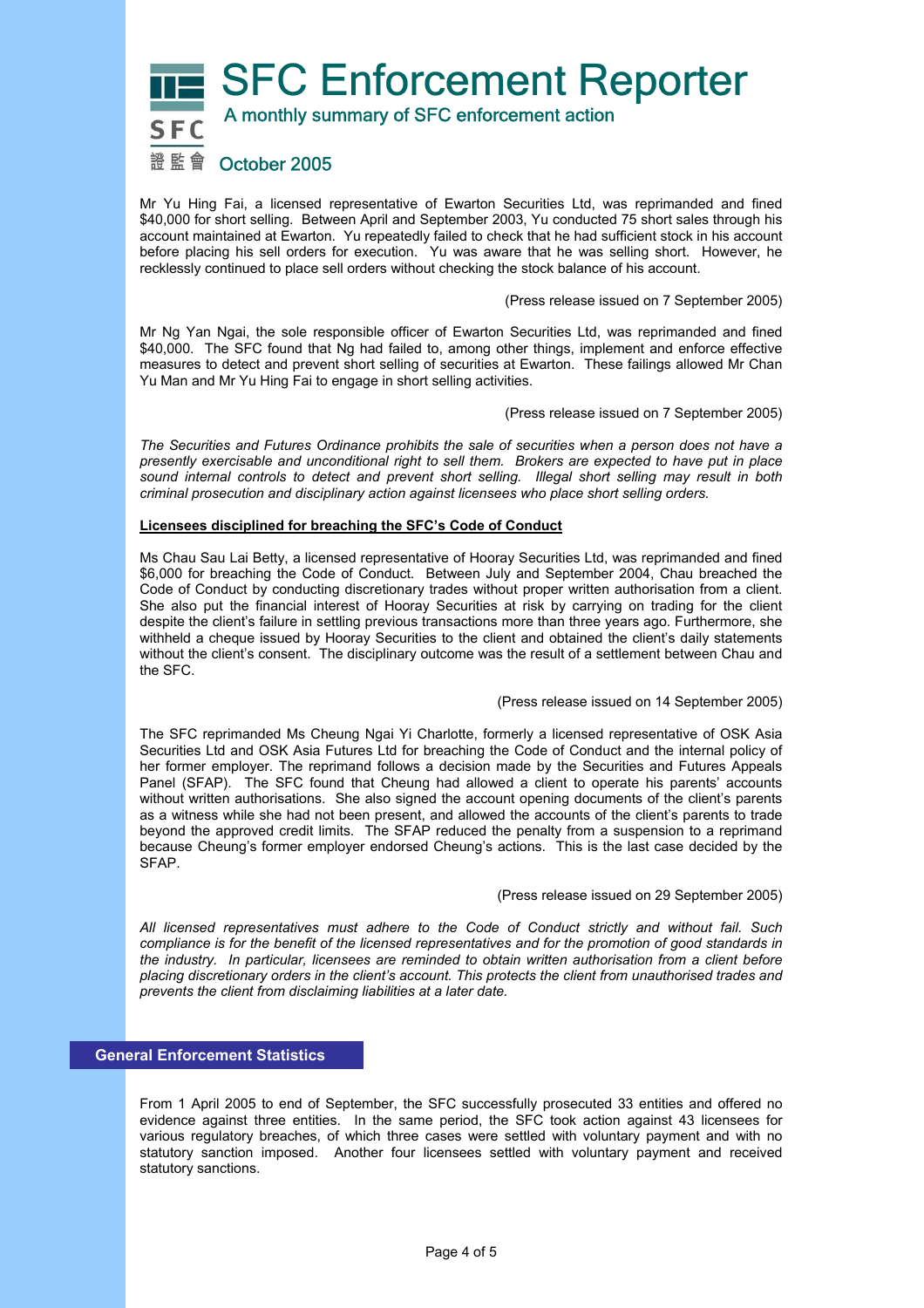# SFC Enforcement Reporter

A monthly summary of SFC enforcement action

October 2005

Mr Yu Hing Fai, a licensed representative of Ewarton Securities Ltd, was reprimanded and fined $40,000 for short selling. Between April and September 2003, Yu conducted 75 short sales through his account maintained at Ewarton. Yu repeatedly failed to check that he had sufficient stock in his account before placing his sell orders for execution. Yu was aware that he was selling short. However, he recklessly continued to place sell orders without checking the stock balance of his account.

(Press release issued on 7 September 2005)

Mr Ng Yan Ngai, the sole responsible officer of Ewarton Securities Ltd, was reprimanded and fined $40,000. The SFC found that Ng had failed to, among other things, implement and enforce effective measures to detect and prevent short selling of securities at Ewarton. These failings allowed Mr Chan Yu Man and Mr Yu Hing Fai to engage in short selling activities.

(Press release issued on 7 September 2005)

*The Securities and Futures Ordinance prohibits the sale of securities when a person does not have a presently exercisable and unconditional right to sell them. Brokers are expected to have put in place sound internal controls to detect and prevent short selling. Illegal short selling may result in both criminal prosecution and disciplinary action against licensees who place short selling orders.*

**Licensees disciplined for breaching the SFC's Code of Conduct**

Ms Chau Sau Lai Betty, a licensed representative of Hooray Securities Ltd, was reprimanded and fined $6,000 for breaching the Code of Conduct. Between July and September 2004, Chau breached the Code of Conduct by conducting discretionary trades without proper written authorisation from a client. She also put the financial interest of Hooray Securities at risk by carrying on trading for the client despite the client's failure in settling previous transactions more than three years ago. Furthermore, she withheld a cheque issued by Hooray Securities to the client and obtained the client's daily statements without the client's consent. The disciplinary outcome was the result of a settlement between Chau and the SFC.

(Press release issued on 14 September 2005)

The SFC reprimanded Ms Cheung Ngai Yi Charlotte, formerly a licensed representative of OSK Asia Securities Ltd and OSK Asia Futures Ltd for breaching the Code of Conduct and the internal policy of her former employer. The reprimand follows a decision made by the Securities and Futures Appeals Panel (SFAP). The SFC found that Cheung had allowed a client to operate his parents' accounts without written authorisations. She also signed the account opening documents of the client's parents as a witness while she had not been present, and allowed the accounts of the client's parents to trade beyond the approved credit limits. The SFAP reduced the penalty from a suspension to a reprimand because Cheung's former employer endorsed Cheung's actions. This is the last case decided by the SFAP.

(Press release issued on 29 September 2005)

*All licensed representatives must adhere to the Code of Conduct strictly and without fail. Such compliance is for the benefit of the licensed representatives and for the promotion of good standards in the industry. In particular, licensees are reminded to obtain written authorisation from a client before placing discretionary orders in the client's account. This protects the client from unauthorised trades and prevents the client from disclaiming liabilities at a later date.*

## General Enforcement Statistics

From 1 April 2005 to end of September, the SFC successfully prosecuted 33 entities and offered no evidence against three entities. In the same period, the SFC took action against 43 licensees for various regulatory breaches, of which three cases were settled with voluntary payment and with no statutory sanction imposed. Another four licensees settled with voluntary payment and received statutory sanctions.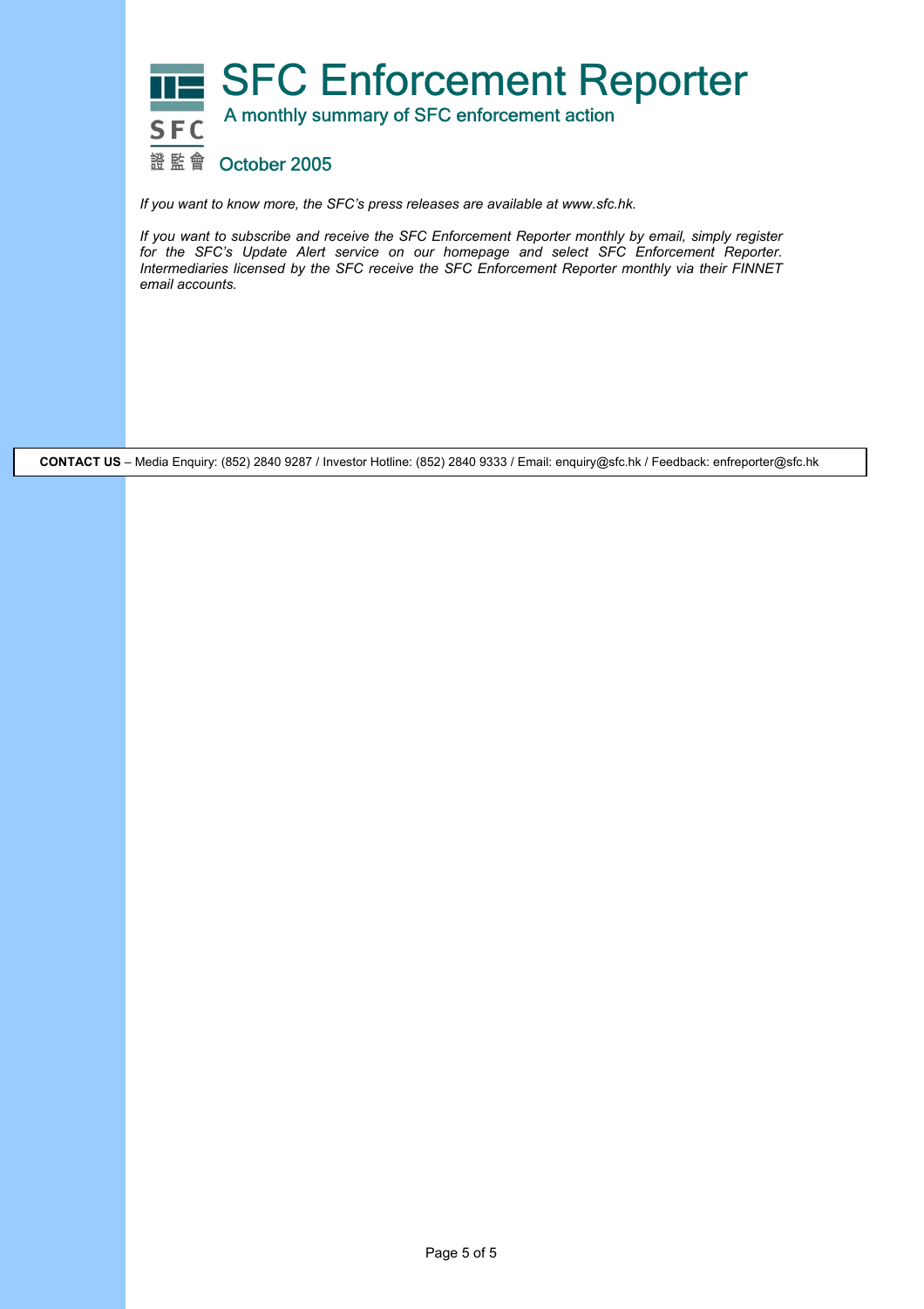# SFC Enforcement Reporter

A monthly summary of SFC enforcement action

SFC 證監會

October 2005

*If you want to know more, the SFC's press releases are available at www.sfc.hk.*

*If you want to subscribe and receive the SFC Enforcement Reporter monthly by email, simply register for the SFC's Update Alert service on our homepage and select SFC Enforcement Reporter. Intermediaries licensed by the SFC receive the SFC Enforcement Reporter monthly via their FINNET email accounts.*

**CONTACT US** – Media Enquiry: (852) 2840 9287 / Investor Hotline: (852) 2840 9333 / Email: enquiry@sfc.hk / Feedback: enfreporter@sfc.hk